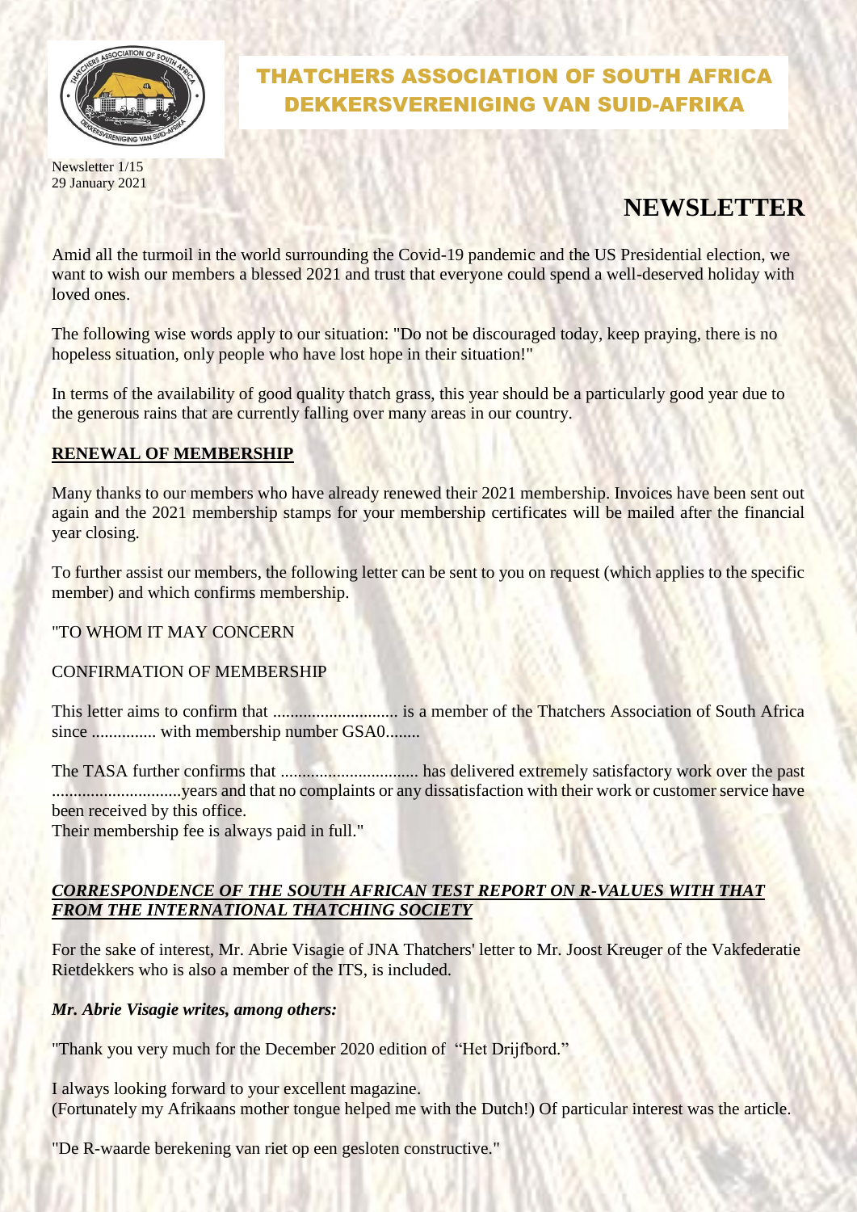# THATCHERS ASSOCIATION OF SOUTH AFRICA
# DEKKERSVERENIGING VAN SUID-AFRIKA

Newsletter 1/15
29 January 2021

# NEWSLETTER

Amid all the turmoil in the world surrounding the Covid-19 pandemic and the US Presidential election, we want to wish our members a blessed 2021 and trust that everyone could spend a well-deserved holiday with loved ones.

The following wise words apply to our situation: "Do not be discouraged today, keep praying, there is no hopeless situation, only people who have lost hope in their situation!"

In terms of the availability of good quality thatch grass, this year should be a particularly good year due to the generous rains that are currently falling over many areas in our country.

## RENEWAL OF MEMBERSHIP

Many thanks to our members who have already renewed their 2021 membership. Invoices have been sent out again and the 2021 membership stamps for your membership certificates will be mailed after the financial year closing.

To further assist our members, the following letter can be sent to you on request (which applies to the specific member) and which confirms membership.

"TO WHOM IT MAY CONCERN

CONFIRMATION OF MEMBERSHIP

This letter aims to confirm that ............................ is a member of the Thatchers Association of South Africa since ............... with membership number GSA0........

The TASA further confirms that ............................... has delivered extremely satisfactory work over the past .............................years and that no complaints or any dissatisfaction with their work or customer service have been received by this office.
Their membership fee is always paid in full."

## *CORRESPONDENCE OF THE SOUTH AFRICAN TEST REPORT ON R-VALUES WITH THAT FROM THE INTERNATIONAL THATCHING SOCIETY*

For the sake of interest, Mr. Abrie Visagie of JNA Thatchers' letter to Mr. Joost Kreuger of the Vakfederatie Rietdekkers who is also a member of the ITS, is included.

***Mr. Abrie Visagie writes, among others:***

"Thank you very much for the December 2020 edition of "Het Drijfbord."

I always looking forward to your excellent magazine.
(Fortunately my Afrikaans mother tongue helped me with the Dutch!) Of particular interest was the article.

"De R-waarde berekening van riet op een gesloten constructive."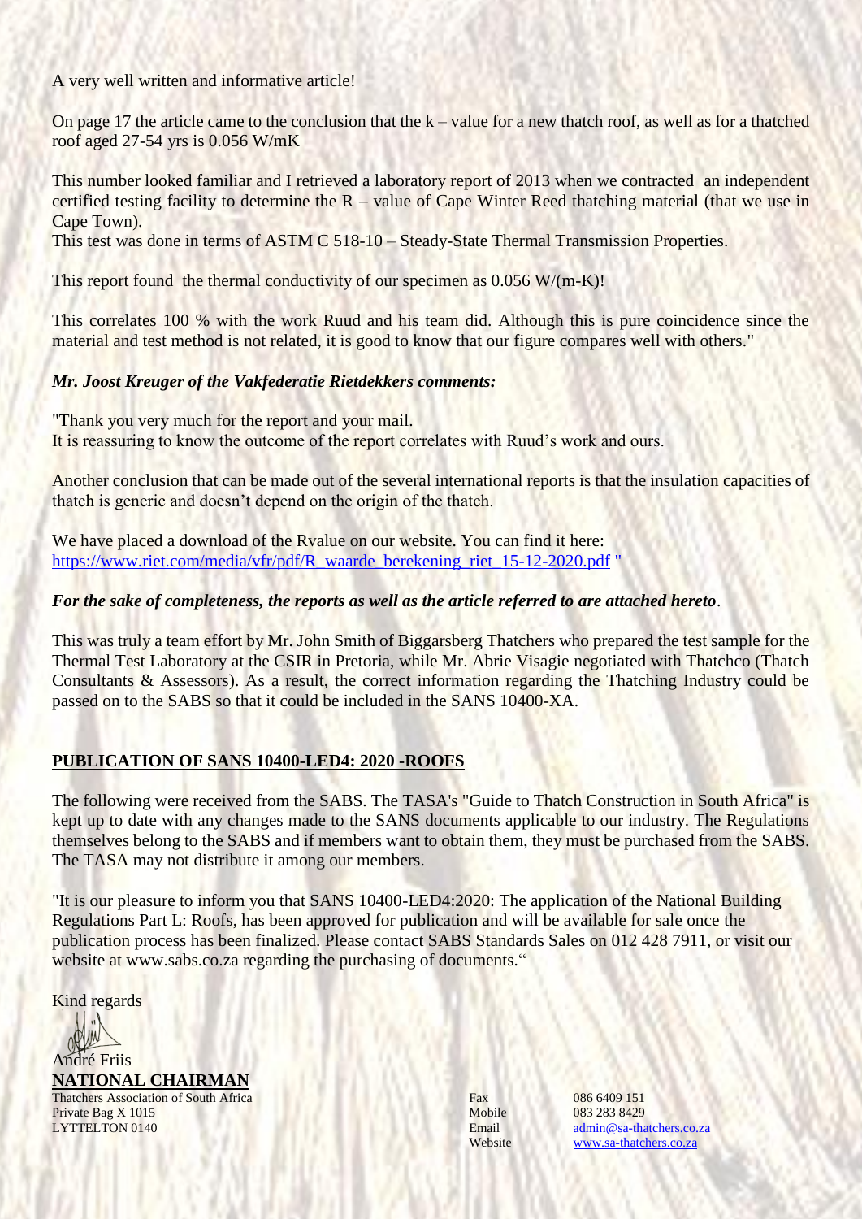A very well written and informative article!

On page 17 the article came to the conclusion that the k – value for a new thatch roof, as well as for a thatched roof aged 27-54 yrs is 0.056 W/mK

This number looked familiar and I retrieved a laboratory report of 2013 when we contracted an independent certified testing facility to determine the R – value of Cape Winter Reed thatching material (that we use in Cape Town).
This test was done in terms of ASTM C 518-10 – Steady-State Thermal Transmission Properties.

This report found the thermal conductivity of our specimen as 0.056 W/(m-K)!

This correlates 100 % with the work Ruud and his team did. Although this is pure coincidence since the material and test method is not related, it is good to know that our figure compares well with others."

***Mr. Joost Kreuger of the Vakfederatie Rietdekkers comments:***

"Thank you very much for the report and your mail.
It is reassuring to know the outcome of the report correlates with Ruud's work and ours.

Another conclusion that can be made out of the several international reports is that the insulation capacities of thatch is generic and doesn't depend on the origin of the thatch.

We have placed a download of the Rvalue on our website. You can find it here:
https://www.riet.com/media/vfr/pdf/R_waarde_berekening_riet_15-12-2020.pdf "

***For the sake of completeness, the reports as well as the article referred to are attached hereto***.

This was truly a team effort by Mr. John Smith of Biggarsberg Thatchers who prepared the test sample for the Thermal Test Laboratory at the CSIR in Pretoria, while Mr. Abrie Visagie negotiated with Thatchco (Thatch Consultants & Assessors). As a result, the correct information regarding the Thatching Industry could be passed on to the SABS so that it could be included in the SANS 10400-XA.

## PUBLICATION OF SANS 10400-LED4: 2020 -ROOFS

The following were received from the SABS. The TASA's "Guide to Thatch Construction in South Africa" is kept up to date with any changes made to the SANS documents applicable to our industry. The Regulations themselves belong to the SABS and if members want to obtain them, they must be purchased from the SABS. The TASA may not distribute it among our members.

"It is our pleasure to inform you that SANS 10400-LED4:2020: The application of the National Building Regulations Part L: Roofs, has been approved for publication and will be available for sale once the publication process has been finalized. Please contact SABS Standards Sales on 012 428 7911, or visit our website at www.sabs.co.za regarding the purchasing of documents."

Kind regards

André Friis
**NATIONAL CHAIRMAN**
Thatchers Association of South Africa
Private Bag X 1015
LYTTELTON 0140

Fax 086 6409 151
Mobile 083 283 8429
Email admin@sa-thatchers.co.za
Website www.sa-thatchers.co.za